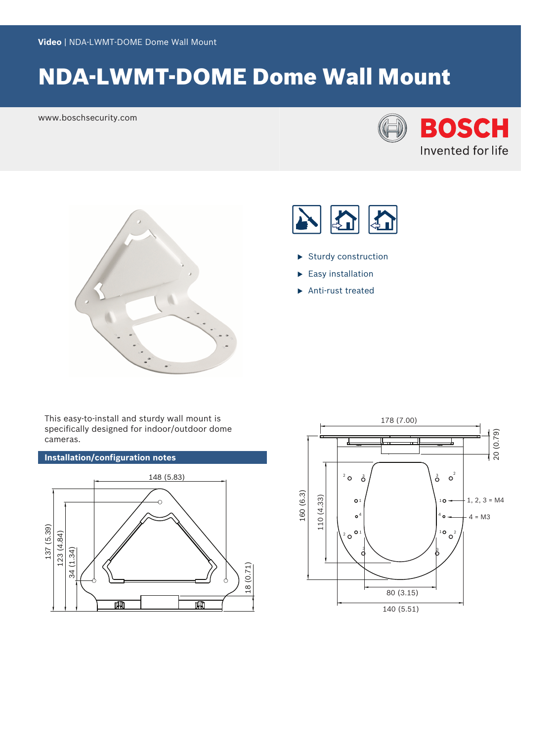Video | NDA-LWMT-DOME Dome Wall Mount

# NDA-LWMT-DOME Dome Wall Mount

www.boschsecurity.com

BOSCH
Invented for life

- Sturdy construction
- Easy installation
- Anti-rust treated

This easy-to-install and sturdy wall mount is specifically designed for indoor/outdoor dome cameras.

## Installation/configuration notes

148 (5.83)
137 (5.39)
123 (4.84)
34 (1.34)
18 (0.71)

178 (7.00)
20 (0.79)
160 (6.3)
110 (4.33)
1, 2, 3 = M4
4 = M3
80 (3.15)
140 (5.51)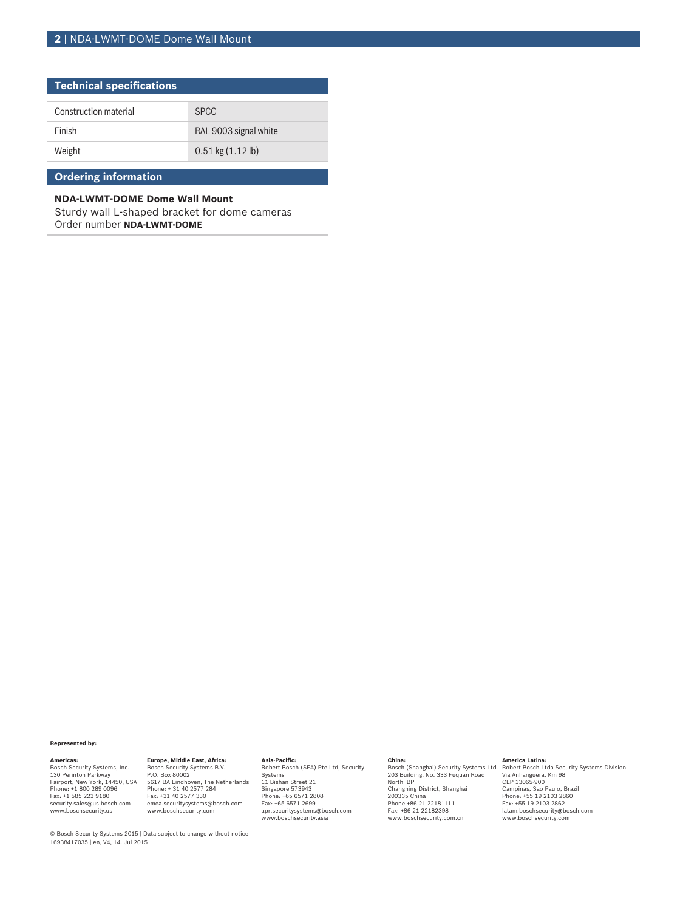## Technical specifications

| | |
|---|---|
| Construction material | SPCC |
| Finish | RAL 9003 signal white |
| Weight | 0.51 kg (1.12 lb) |

## Ordering information

**NDA-LWMT-DOME Dome Wall Mount**
Sturdy wall L-shaped bracket for dome cameras
Order number **NDA-LWMT-DOME**

**Represented by:**

**Americas:**
Bosch Security Systems, Inc.
130 Perinton Parkway
Fairport, New York, 14450, USA
Phone: +1 800 289 0096
Fax: +1 585 223 9180
security.sales@us.bosch.com
www.boschsecurity.us

**Europe, Middle East, Africa:**
Bosch Security Systems B.V.
P.O. Box 80002
5617 BA Eindhoven, The Netherlands
Phone: + 31 40 2577 284
Fax: +31 40 2577 330
emea.securitysystems@bosch.com
www.boschsecurity.com

**Asia-Pacific:**
Robert Bosch (SEA) Pte Ltd, Security Systems
11 Bishan Street 21
Singapore 573943
Phone: +65 6571 2808
Fax: +65 6571 2699
apr.securitysystems@bosch.com
www.boschsecurity.asia

**China:**
Bosch (Shanghai) Security Systems Ltd.
203 Building, No. 333 Fuquan Road
North IBP
Changning District, Shanghai
200335 China
Phone +86 21 22181111
Fax: +86 21 22182398
www.boschsecurity.com.cn

**America Latina:**
Robert Bosch Ltda Security Systems Division
Via Anhanguera, Km 98
CEP 13065-900
Campinas, Sao Paulo, Brazil
Phone: +55 19 2103 2860
Fax: +55 19 2103 2862
latam.boschsecurity@bosch.com
www.boschsecurity.com

© Bosch Security Systems 2015 | Data subject to change without notice
16938417035 | en, V4, 14. Jul 2015